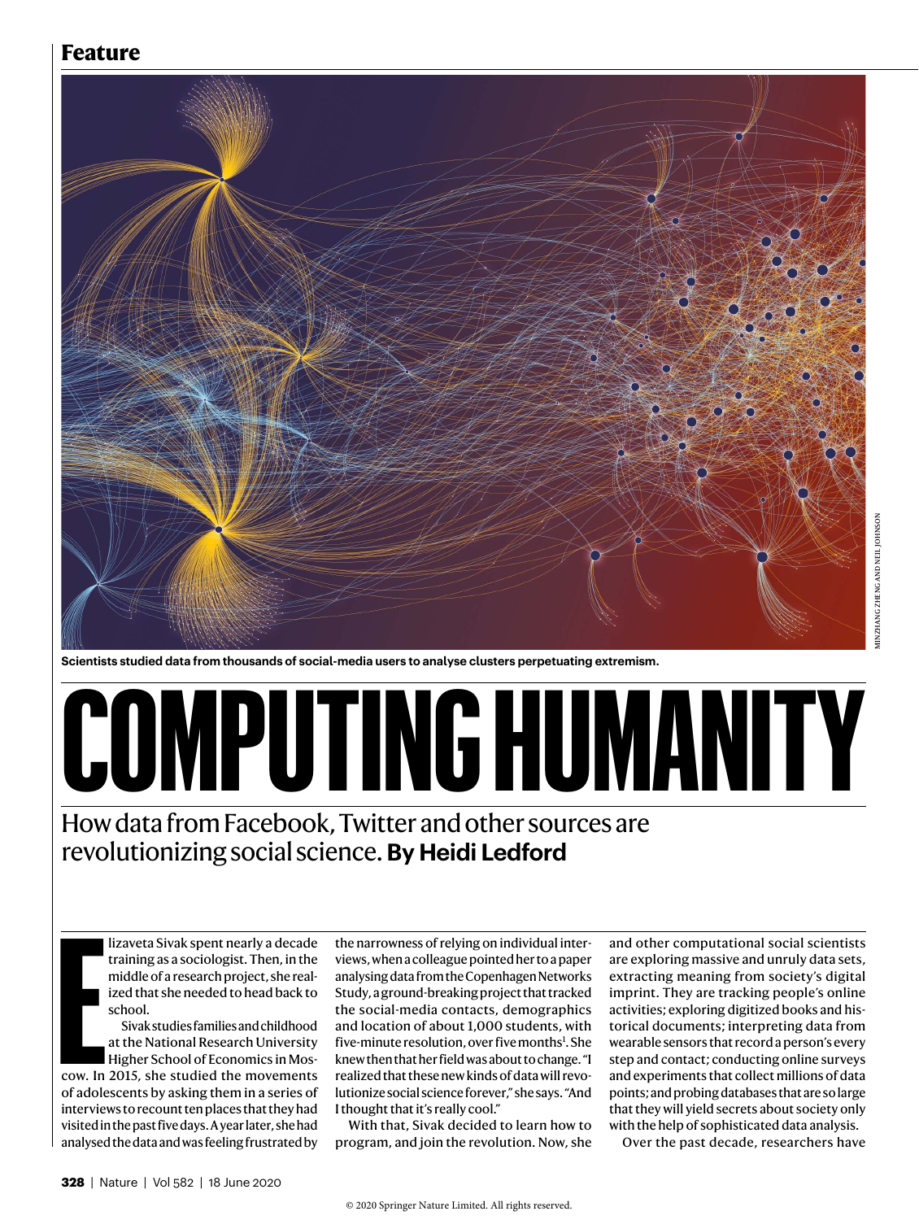Feature

Scientists studied data from thousands of social-media users to analyse clusters perpetuating extremism.

MINZHANG ZHENG AND NEIL JOHNSON

# COMPUTING HUMANITY

How data from Facebook, Twitter and other sources are revolutionizing social science. **By Heidi Ledford**

Elizaveta Sivak spent nearly a decade training as a sociologist. Then, in the middle of a research project, she realized that she needed to head back to school.

Sivak studies families and childhood at the National Research University Higher School of Economics in Moscow. In 2015, she studied the movements of adolescents by asking them in a series of interviews to recount ten places that they had visited in the past five days. A year later, she had analysed the data and was feeling frustrated by the narrowness of relying on individual interviews, when a colleague pointed her to a paper analysing data from the Copenhagen Networks Study, a ground-breaking project that tracked the social-media contacts, demographics and location of about 1,000 students, with five-minute resolution, over five months[1]. She knew then that her field was about to change. "I realized that these new kinds of data will revolutionize social science forever," she says. "And I thought that it's really cool."

With that, Sivak decided to learn how to program, and join the revolution. Now, she and other computational social scientists are exploring massive and unruly data sets, extracting meaning from society's digital imprint. They are tracking people's online activities; exploring digitized books and historical documents; interpreting data from wearable sensors that record a person's every step and contact; conducting online surveys and experiments that collect millions of data points; and probing databases that are so large that they will yield secrets about society only with the help of sophisticated data analysis.

Over the past decade, researchers have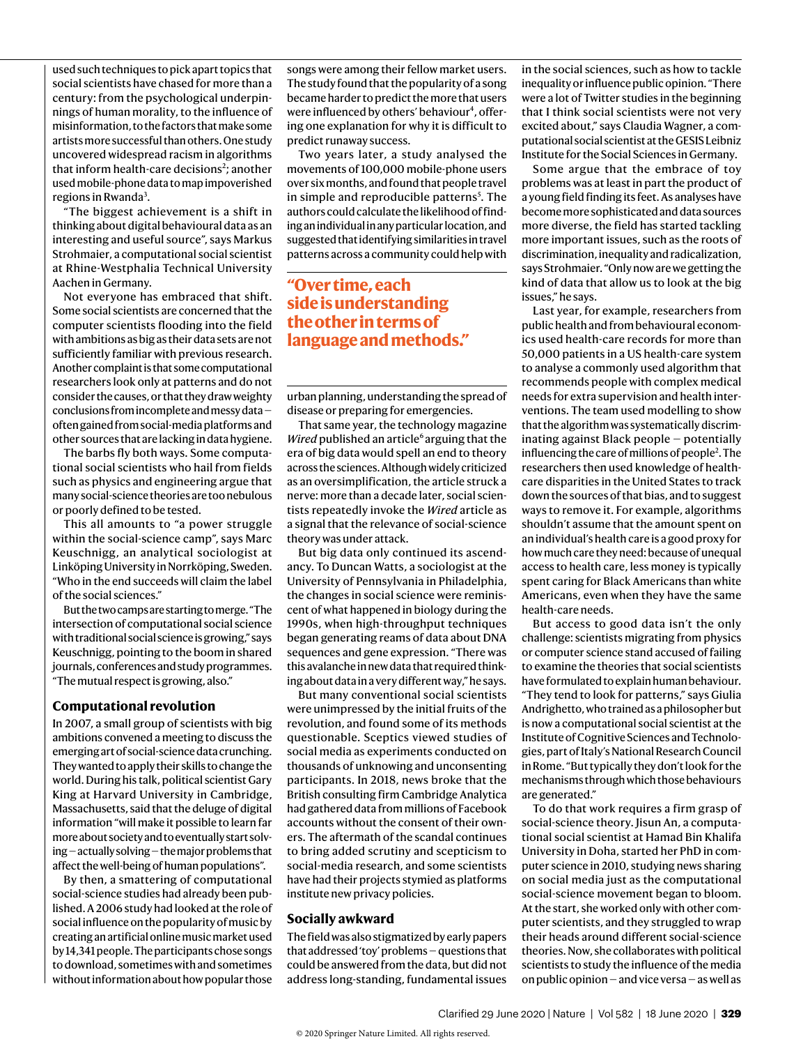used such techniques to pick apart topics that social scientists have chased for more than a century: from the psychological underpinnings of human morality, to the influence of misinformation, to the factors that make some artists more successful than others. One study uncovered widespread racism in algorithms that inform health-care decisions[2]; another used mobile-phone data to map impoverished regions in Rwanda[3].

"The biggest achievement is a shift in thinking about digital behavioural data as an interesting and useful source", says Markus Strohmaier, a computational social scientist at Rhine-Westphalia Technical University Aachen in Germany.

Not everyone has embraced that shift. Some social scientists are concerned that the computer scientists flooding into the field with ambitions as big as their data sets are not sufficiently familiar with previous research. Another complaint is that some computational researchers look only at patterns and do not consider the causes, or that they draw weighty conclusions from incomplete and messy data — often gained from social-media platforms and other sources that are lacking in data hygiene.

The barbs fly both ways. Some computational social scientists who hail from fields such as physics and engineering argue that many social-science theories are too nebulous or poorly defined to be tested.

This all amounts to "a power struggle within the social-science camp", says Marc Keuschnigg, an analytical sociologist at Linköping University in Norrköping, Sweden. "Who in the end succeeds will claim the label of the social sciences."

But the two camps are starting to merge. "The intersection of computational social science with traditional social science is growing," says Keuschnigg, pointing to the boom in shared journals, conferences and study programmes. "The mutual respect is growing, also."

## Computational revolution

In 2007, a small group of scientists with big ambitions convened a meeting to discuss the emerging art of social-science data crunching. They wanted to apply their skills to change the world. During his talk, political scientist Gary King at Harvard University in Cambridge, Massachusetts, said that the deluge of digital information "will make it possible to learn far more about society and to eventually start solving — actually solving — the major problems that affect the well-being of human populations".

By then, a smattering of computational social-science studies had already been published. A 2006 study had looked at the role of social influence on the popularity of music by creating an artificial online music market used by 14,341 people. The participants chose songs to download, sometimes with and sometimes without information about how popular those songs were among their fellow market users. The study found that the popularity of a song became harder to predict the more that users were influenced by others' behaviour[4], offering one explanation for why it is difficult to predict runaway success.

Two years later, a study analysed the movements of 100,000 mobile-phone users over six months, and found that people travel in simple and reproducible patterns[5]. The authors could calculate the likelihood of finding an individual in any particular location, and suggested that identifying similarities in travel patterns across a community could help with urban planning, understanding the spread of disease or preparing for emergencies.

> **"Over time, each side is understanding the other in terms of language and methods."**

That same year, the technology magazine *Wired* published an article[6] arguing that the era of big data would spell an end to theory across the sciences. Although widely criticized as an oversimplification, the article struck a nerve: more than a decade later, social scientists repeatedly invoke the *Wired* article as a signal that the relevance of social-science theory was under attack.

But big data only continued its ascendancy. To Duncan Watts, a sociologist at the University of Pennsylvania in Philadelphia, the changes in social science were reminiscent of what happened in biology during the 1990s, when high-throughput techniques began generating reams of data about DNA sequences and gene expression. "There was this avalanche in new data that required thinking about data in a very different way," he says.

But many conventional social scientists were unimpressed by the initial fruits of the revolution, and found some of its methods questionable. Sceptics viewed studies of social media as experiments conducted on thousands of unknowing and unconsenting participants. In 2018, news broke that the British consulting firm Cambridge Analytica had gathered data from millions of Facebook accounts without the consent of their owners. The aftermath of the scandal continues to bring added scrutiny and scepticism to social-media research, and some scientists have had their projects stymied as platforms institute new privacy policies.

## Socially awkward

The field was also stigmatized by early papers that addressed 'toy' problems — questions that could be answered from the data, but did not address long-standing, fundamental issues in the social sciences, such as how to tackle inequality or influence public opinion. "There were a lot of Twitter studies in the beginning that I think social scientists were not very excited about," says Claudia Wagner, a computational social scientist at the GESIS Leibniz Institute for the Social Sciences in Germany.

Some argue that the embrace of toy problems was at least in part the product of a young field finding its feet. As analyses have become more sophisticated and data sources more diverse, the field has started tackling more important issues, such as the roots of discrimination, inequality and radicalization, says Strohmaier. "Only now are we getting the kind of data that allow us to look at the big issues," he says.

Last year, for example, researchers from public health and from behavioural economics used health-care records for more than 50,000 patients in a US health-care system to analyse a commonly used algorithm that recommends people with complex medical needs for extra supervision and health interventions. The team used modelling to show that the algorithm was systematically discriminating against Black people — potentially influencing the care of millions of people[2]. The researchers then used knowledge of health-care disparities in the United States to track down the sources of that bias, and to suggest ways to remove it. For example, algorithms shouldn't assume that the amount spent on an individual's health care is a good proxy for how much care they need: because of unequal access to health care, less money is typically spent caring for Black Americans than white Americans, even when they have the same health-care needs.

But access to good data isn't the only challenge: scientists migrating from physics or computer science stand accused of failing to examine the theories that social scientists have formulated to explain human behaviour. "They tend to look for patterns," says Giulia Andrighetto, who trained as a philosopher but is now a computational social scientist at the Institute of Cognitive Sciences and Technologies, part of Italy's National Research Council in Rome. "But typically they don't look for the mechanisms through which those behaviours are generated."

To do that work requires a firm grasp of social-science theory. Jisun An, a computational social scientist at Hamad Bin Khalifa University in Doha, started her PhD in computer science in 2010, studying news sharing on social media just as the computational social-science movement began to bloom. At the start, she worked only with other computer scientists, and they struggled to wrap their heads around different social-science theories. Now, she collaborates with political scientists to study the influence of the media on public opinion — and vice versa — as well as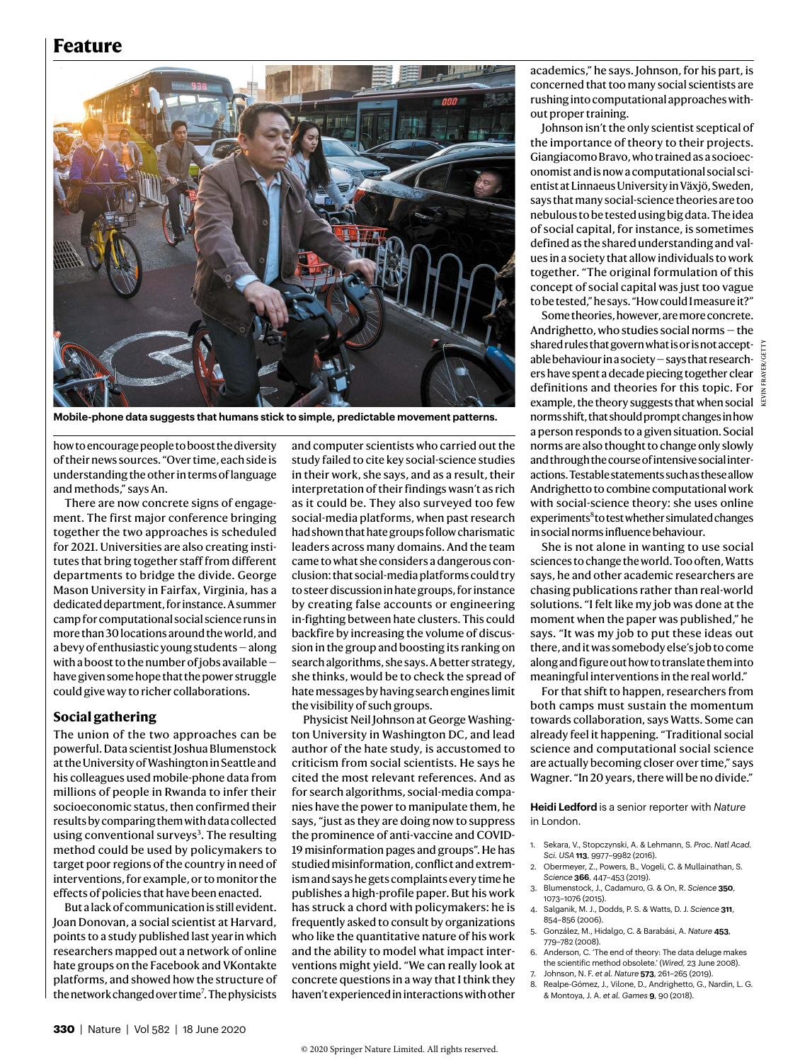Mobile-phone data suggests that humans stick to simple, predictable movement patterns.

how to encourage people to boost the diversity of their news sources. "Over time, each side is understanding the other in terms of language and methods," says An.

There are now concrete signs of engagement. The first major conference bringing together the two approaches is scheduled for 2021. Universities are also creating institutes that bring together staff from different departments to bridge the divide. George Mason University in Fairfax, Virginia, has a dedicated department, for instance. A summer camp for computational social science runs in more than 30 locations around the world, and a bevy of enthusiastic young students – along with a boost to the number of jobs available – have given some hope that the power struggle could give way to richer collaborations.

## Social gathering

The union of the two approaches can be powerful. Data scientist Joshua Blumenstock at the University of Washington in Seattle and his colleagues used mobile-phone data from millions of people in Rwanda to infer their socioeconomic status, then confirmed their results by comparing them with data collected using conventional surveys[3]. The resulting method could be used by policymakers to target poor regions of the country in need of interventions, for example, or to monitor the effects of policies that have been enacted.

But a lack of communication is still evident. Joan Donovan, a social scientist at Harvard, points to a study published last year in which researchers mapped out a network of online hate groups on the Facebook and VKontakte platforms, and showed how the structure of the network changed over time[7]. The physicists and computer scientists who carried out the study failed to cite key social-science studies in their work, she says, and as a result, their interpretation of their findings wasn't as rich as it could be. They also surveyed too few social-media platforms, when past research had shown that hate groups follow charismatic leaders across many domains. And the team came to what she considers a dangerous conclusion: that social-media platforms could try to steer discussion in hate groups, for instance by creating false accounts or engineering in-fighting between hate clusters. This could backfire by increasing the volume of discussion in the group and boosting its ranking on search algorithms, she says. A better strategy, she thinks, would be to check the spread of hate messages by having search engines limit the visibility of such groups.

Physicist Neil Johnson at George Washington University in Washington DC, and lead author of the hate study, is accustomed to criticism from social scientists. He says he cited the most relevant references. And as for search algorithms, social-media companies have the power to manipulate them, he says, "just as they are doing now to suppress the prominence of anti-vaccine and COVID-19 misinformation pages and groups". He has studied misinformation, conflict and extremism and says he gets complaints every time he publishes a high-profile paper. But his work has struck a chord with policymakers: he is frequently asked to consult by organizations who like the quantitative nature of his work and the ability to model what impact interventions might yield. "We can really look at concrete questions in a way that I think they haven't experienced in interactions with other academics," he says. Johnson, for his part, is concerned that too many social scientists are rushing into computational approaches without proper training.

Johnson isn't the only scientist sceptical of the importance of theory to their projects. Giangiacomo Bravo, who trained as a socioeconomist and is now a computational social scientist at Linnaeus University in Växjö, Sweden, says that many social-science theories are too nebulous to be tested using big data. The idea of social capital, for instance, is sometimes defined as the shared understanding and values in a society that allow individuals to work together. "The original formulation of this concept of social capital was just too vague to be tested," he says. "How could I measure it?"

Some theories, however, are more concrete. Andrighetto, who studies social norms – the shared rules that govern what is or is not acceptable behaviour in a society – says that researchers have spent a decade piecing together clear definitions and theories for this topic. For example, the theory suggests that when social norms shift, that should prompt changes in how a person responds to a given situation. Social norms are also thought to change only slowly and through the course of intensive social interactions. Testable statements such as these allow Andrighetto to combine computational work with social-science theory: she uses online experiments[8] to test whether simulated changes in social norms influence behaviour.

She is not alone in wanting to use social sciences to change the world. Too often, Watts says, he and other academic researchers are chasing publications rather than real-world solutions. "I felt like my job was done at the moment when the paper was published," he says. "It was my job to put these ideas out there, and it was somebody else's job to come along and figure out how to translate them into meaningful interventions in the real world."

For that shift to happen, researchers from both camps must sustain the momentum towards collaboration, says Watts. Some can already feel it happening. "Traditional social science and computational social science are actually becoming closer over time," says Wagner. "In 20 years, there will be no divide."

**Heidi Ledford** is a senior reporter with *Nature* in London.

1. Sekara, V., Stopczynski, A. & Lehmann, S. *Proc. Natl Acad. Sci. USA* **113**, 9977–9982 (2016).
2. Obermeyer, Z., Powers, B., Vogeli, C. & Mullainathan, S. *Science* **366**, 447–453 (2019).
3. Blumenstock, J., Cadamuro, G. & On, R. *Science* **350**, 1073–1076 (2015).
4. Salganik, M. J., Dodds, P. S. & Watts, D. J. *Science* **311**, 854–856 (2006).
5. González, M., Hidalgo, C. & Barabási, A. *Nature* **453**, 779–782 (2008).
6. Anderson, C. 'The end of theory: The data deluge makes the scientific method obsolete.' (*Wired*, 23 June 2008).
7. Johnson, N. F. *et al. Nature* **573**, 261–265 (2019).
8. Realpe-Gómez, J., Vilone, D., Andrighetto, G., Nardin, L. G. & Montoya, J. A. *et al. Games* **9**, 90 (2018).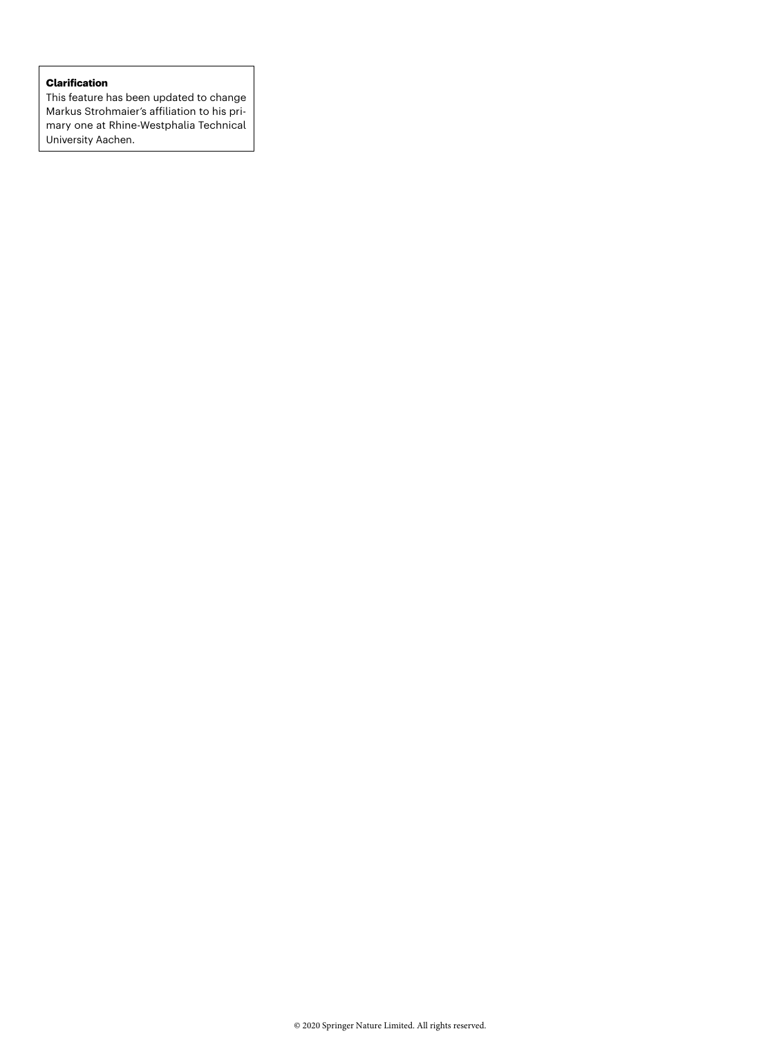**Clarification**

This feature has been updated to change Markus Strohmaier's affiliation to his primary one at Rhine-Westphalia Technical University Aachen.

© 2020 Springer Nature Limited. All rights reserved.